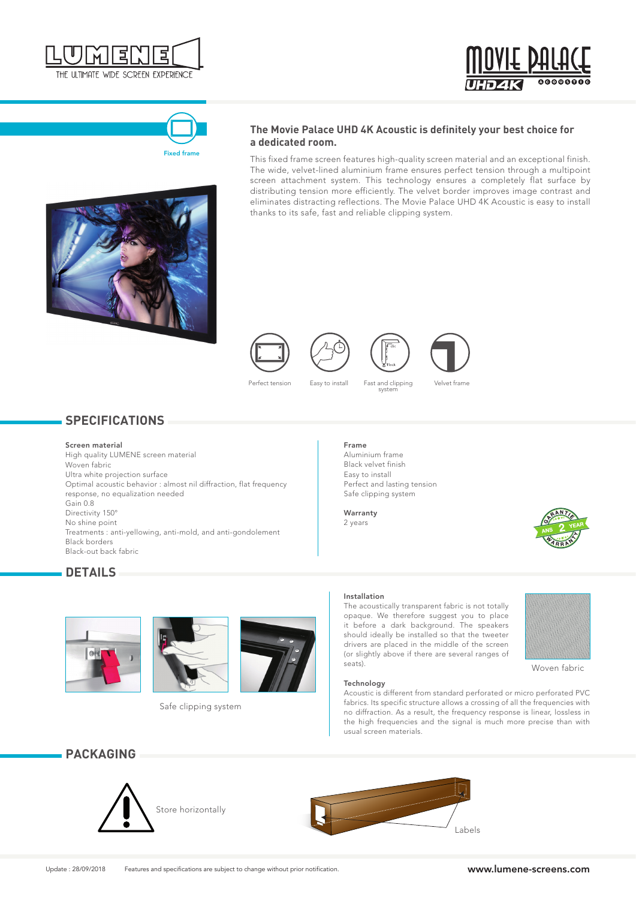LUMENE
THE ULTIMATE WIDE SCREEN EXPERIENCE

MOVIE PALACE UHD4K ACOUSTIC

Fixed frame

## The Movie Palace UHD 4K Acoustic is definitely your best choice for a dedicated room.

This fixed frame screen features high-quality screen material and an exceptional finish. The wide, velvet-lined aluminium frame ensures perfect tension through a multipoint screen attachment system. This technology ensures a completely flat surface by distributing tension more efficiently. The velvet border improves image contrast and eliminates distracting reflections. The Movie Palace UHD 4K Acoustic is easy to install thanks to its safe, fast and reliable clipping system.

Perfect tension | Easy to install | Fast and clipping system | Velvet frame

## SPECIFICATIONS

**Screen material**
High quality LUMENE screen material
Woven fabric
Ultra white projection surface
Optimal acoustic behavior : almost nil diffraction, flat frequency response, no equalization needed
Gain 0.8
Directivity 150°
No shine point
Treatments : anti-yellowing, anti-mold, and anti-gondolement
Black borders
Black-out back fabric

**Frame**
Aluminium frame
Black velvet finish
Easy to install
Perfect and lasting tension
Safe clipping system

**Warranty**
2 years

## DETAILS

Safe clipping system

**Installation**
The acoustically transparent fabric is not totally opaque. We therefore suggest you to place it before a dark background. The speakers should ideally be installed so that the tweeter drivers are placed in the middle of the screen (or slightly above if there are several ranges of seats).

Woven fabric

**Technology**
Acoustic is different from standard perforated or micro perforated PVC fabrics. Its specific structure allows a crossing of all the frequencies with no diffraction. As a result, the frequency response is linear, lossless in the high frequencies and the signal is much more precise than with usual screen materials.

## PACKAGING

Store horizontally

Labels

Update : 28/09/2018 Features and specifications are subject to change without prior notification. www.lumene-screens.com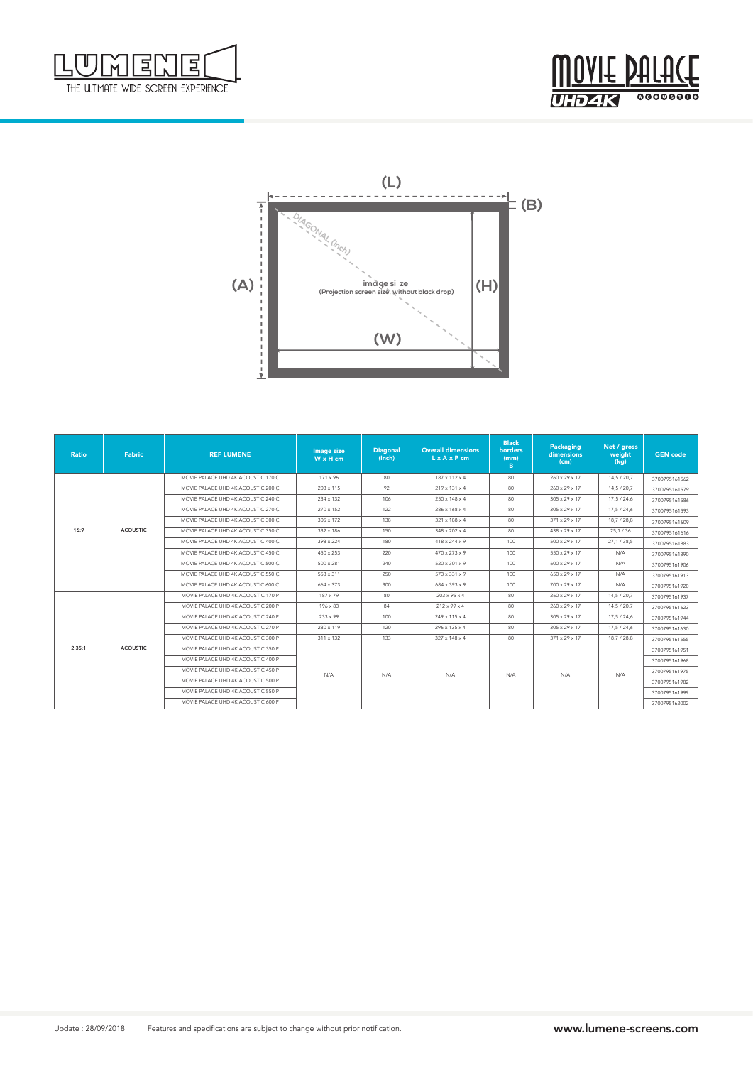LUMENE
THE ULTIMATE WIDE SCREEN EXPERIENCE

MOVIE PALACE UHD4K ACOUSTIC

(L)
(B)
(A)
(H)
(W)
DIAGONAL (inch)
image size
(Projection screen size, without black drop)

| Ratio | Fabric | REF LUMENE | Image size W x H cm | Diagonal (inch) | Overall dimensions L x A x P cm | Black borders (mm) B | Packaging dimensions (cm) | Net / gross weight (kg) | GEN code |
|---|---|---|---|---|---|---|---|---|---|
| 16:9 | ACOUSTIC | MOVIE PALACE UHD 4K ACOUSTIC 170 C | 171 x 96 | 80 | 187 x 112 x 4 | 80 | 260 x 29 x 17 | 14,5 / 20,7 | 3700795161562 |
| | | MOVIE PALACE UHD 4K ACOUSTIC 200 C | 203 x 115 | 92 | 219 x 131 x 4 | 80 | 260 x 29 x 17 | 14,5 / 20,7 | 3700795161579 |
| | | MOVIE PALACE UHD 4K ACOUSTIC 240 C | 234 x 132 | 106 | 250 x 148 x 4 | 80 | 305 x 29 x 17 | 17,5 / 24,6 | 3700795161586 |
| | | MOVIE PALACE UHD 4K ACOUSTIC 270 C | 270 x 152 | 122 | 286 x 168 x 4 | 80 | 305 x 29 x 17 | 17,5 / 24,6 | 3700795161593 |
| | | MOVIE PALACE UHD 4K ACOUSTIC 300 C | 305 x 172 | 138 | 321 x 188 x 4 | 80 | 371 x 29 x 17 | 18,7 / 28,8 | 3700795161609 |
| | | MOVIE PALACE UHD 4K ACOUSTIC 350 C | 332 x 186 | 150 | 348 x 202 x 4 | 80 | 438 x 29 x 17 | 25,1 / 36 | 3700795161616 |
| | | MOVIE PALACE UHD 4K ACOUSTIC 400 C | 398 x 224 | 180 | 418 x 244 x 9 | 100 | 500 x 29 x 17 | 27,1 / 38,5 | 3700795161883 |
| | | MOVIE PALACE UHD 4K ACOUSTIC 450 C | 450 x 253 | 220 | 470 x 273 x 9 | 100 | 550 x 29 x 17 | N/A | 3700795161890 |
| | | MOVIE PALACE UHD 4K ACOUSTIC 500 C | 500 x 281 | 240 | 520 x 301 x 9 | 100 | 600 x 29 x 17 | N/A | 3700795161906 |
| | | MOVIE PALACE UHD 4K ACOUSTIC 550 C | 553 x 311 | 250 | 573 x 331 x 9 | 100 | 650 x 29 x 17 | N/A | 3700795161913 |
| | | MOVIE PALACE UHD 4K ACOUSTIC 600 C | 664 x 373 | 300 | 684 x 393 x 9 | 100 | 700 x 29 x 17 | N/A | 3700795161920 |
| 2.35:1 | ACOUSTIC | MOVIE PALACE UHD 4K ACOUSTIC 170 P | 187 x 79 | 80 | 203 x 95 x 4 | 80 | 260 x 29 x 17 | 14,5 / 20,7 | 3700795161937 |
| | | MOVIE PALACE UHD 4K ACOUSTIC 200 P | 196 x 83 | 84 | 212 x 99 x 4 | 80 | 260 x 29 x 17 | 14,5 / 20,7 | 3700795161623 |
| | | MOVIE PALACE UHD 4K ACOUSTIC 240 P | 233 x 99 | 100 | 249 x 115 x 4 | 80 | 305 x 29 x 17 | 17,5 / 24,6 | 3700795161944 |
| | | MOVIE PALACE UHD 4K ACOUSTIC 270 P | 280 x 119 | 120 | 296 x 135 x 4 | 80 | 305 x 29 x 17 | 17,5 / 24,6 | 3700795161630 |
| | | MOVIE PALACE UHD 4K ACOUSTIC 300 P | 311 x 132 | 133 | 327 x 148 x 4 | 80 | 371 x 29 x 17 | 18,7 / 28,8 | 3700795161555 |
| | | MOVIE PALACE UHD 4K ACOUSTIC 350 P | N/A | N/A | N/A | N/A | N/A | N/A | 3700795161951 |
| | | MOVIE PALACE UHD 4K ACOUSTIC 400 P | | | | | | | 3700795161968 |
| | | MOVIE PALACE UHD 4K ACOUSTIC 450 P | | | | | | | 3700795161975 |
| | | MOVIE PALACE UHD 4K ACOUSTIC 500 P | | | | | | | 3700795161982 |
| | | MOVIE PALACE UHD 4K ACOUSTIC 550 P | | | | | | | 3700795161999 |
| | | MOVIE PALACE UHD 4K ACOUSTIC 600 P | | | | | | | 3700795162002 |

Update : 28/09/2018 Features and specifications are subject to change without prior notification.

www.lumene-screens.com